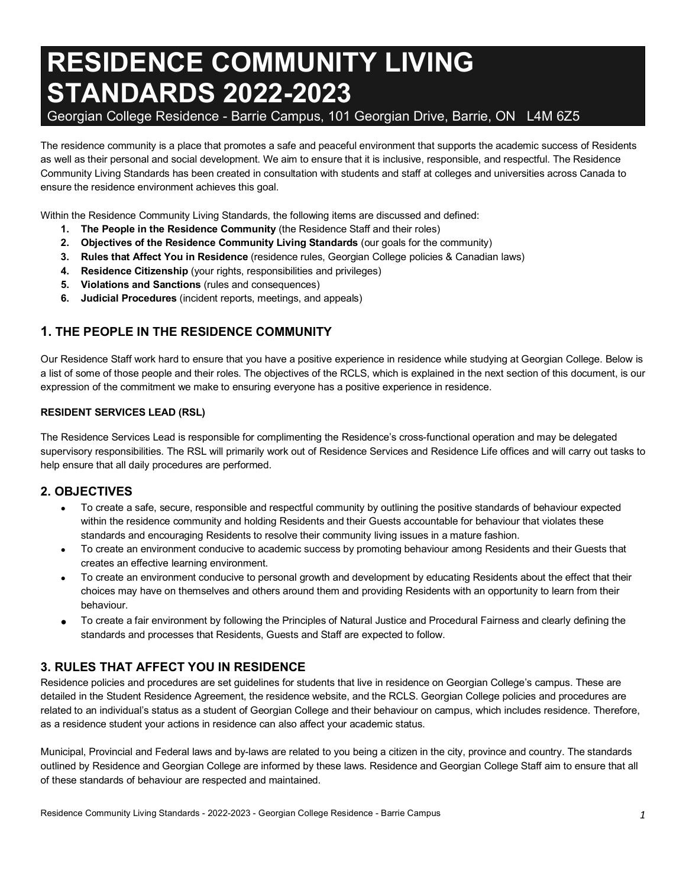# RESIDENCE COMMUNITY LIVING STANDARDS 2022-2023

Georgian College Residence - Barrie Campus, 101 Georgian Drive, Barrie, ON   L4M 6Z5

The residence community is a place that promotes a safe and peaceful environment that supports the academic success of Residents as well as their personal and social development. We aim to ensure that it is inclusive, responsible, and respectful. The Residence Community Living Standards has been created in consultation with students and staff at colleges and universities across Canada to ensure the residence environment achieves this goal.

Within the Residence Community Living Standards, the following items are discussed and defined:

1. **The People in the Residence Community** (the Residence Staff and their roles)
2. **Objectives of the Residence Community Living Standards** (our goals for the community)
3. **Rules that Affect You in Residence** (residence rules, Georgian College policies & Canadian laws)
4. **Residence Citizenship** (your rights, responsibilities and privileges)
5. **Violations and Sanctions** (rules and consequences)
6. **Judicial Procedures** (incident reports, meetings, and appeals)

## 1. THE PEOPLE IN THE RESIDENCE COMMUNITY

Our Residence Staff work hard to ensure that you have a positive experience in residence while studying at Georgian College. Below is a list of some of those people and their roles. The objectives of the RCLS, which is explained in the next section of this document, is our expression of the commitment we make to ensuring everyone has a positive experience in residence.

### RESIDENT SERVICES LEAD (RSL)

The Residence Services Lead is responsible for complimenting the Residence's cross-functional operation and may be delegated supervisory responsibilities. The RSL will primarily work out of Residence Services and Residence Life offices and will carry out tasks to help ensure that all daily procedures are performed.

## 2. OBJECTIVES

- To create a safe, secure, responsible and respectful community by outlining the positive standards of behaviour expected within the residence community and holding Residents and their Guests accountable for behaviour that violates these standards and encouraging Residents to resolve their community living issues in a mature fashion.
- To create an environment conducive to academic success by promoting behaviour among Residents and their Guests that creates an effective learning environment.
- To create an environment conducive to personal growth and development by educating Residents about the effect that their choices may have on themselves and others around them and providing Residents with an opportunity to learn from their behaviour.
- To create a fair environment by following the Principles of Natural Justice and Procedural Fairness and clearly defining the standards and processes that Residents, Guests and Staff are expected to follow.

## 3. RULES THAT AFFECT YOU IN RESIDENCE

Residence policies and procedures are set guidelines for students that live in residence on Georgian College's campus. These are detailed in the Student Residence Agreement, the residence website, and the RCLS. Georgian College policies and procedures are related to an individual's status as a student of Georgian College and their behaviour on campus, which includes residence. Therefore, as a residence student your actions in residence can also affect your academic status.

Municipal, Provincial and Federal laws and by-laws are related to you being a citizen in the city, province and country. The standards outlined by Residence and Georgian College are informed by these laws. Residence and Georgian College Staff aim to ensure that all of these standards of behaviour are respected and maintained.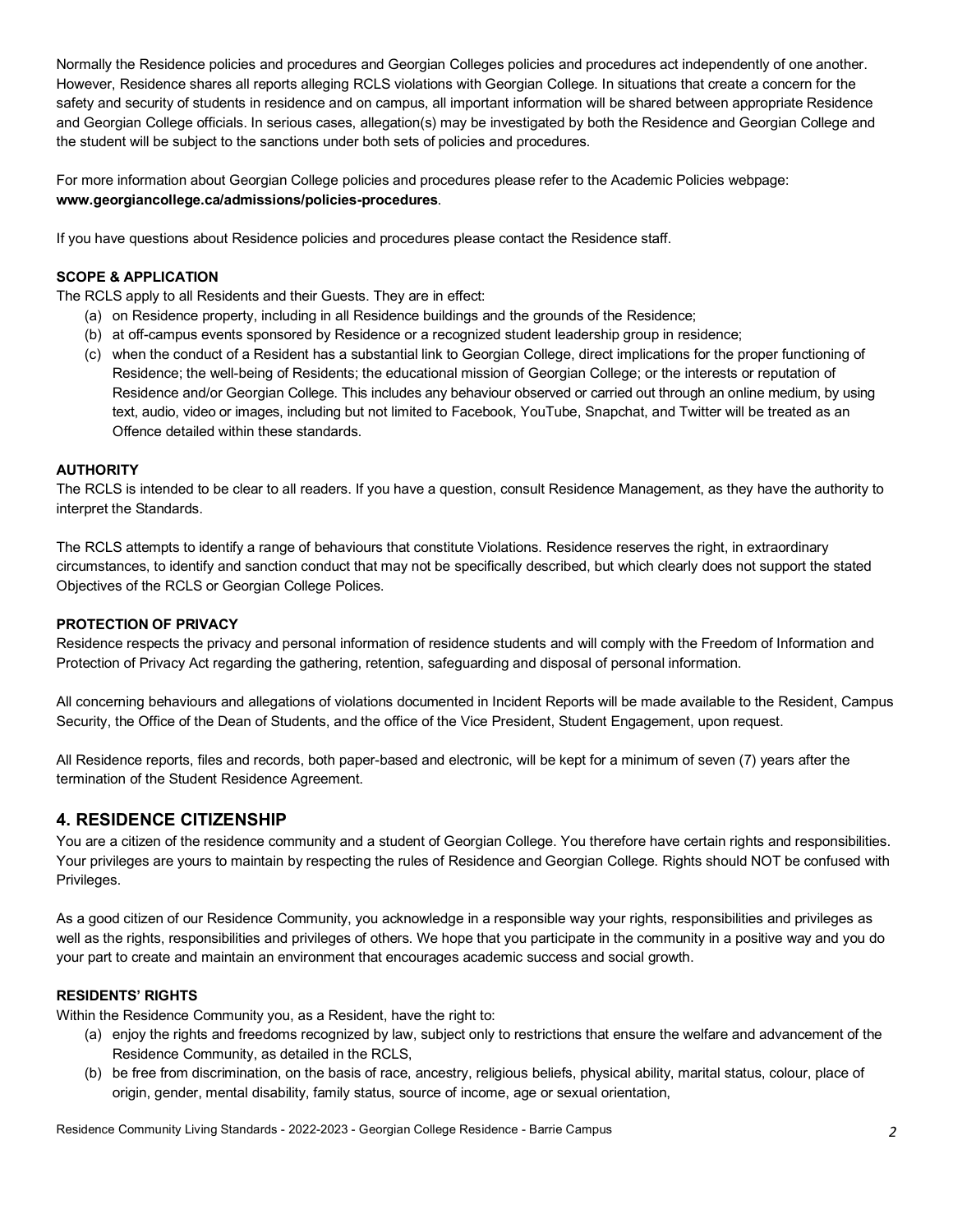Normally the Residence policies and procedures and Georgian Colleges policies and procedures act independently of one another. However, Residence shares all reports alleging RCLS violations with Georgian College. In situations that create a concern for the safety and security of students in residence and on campus, all important information will be shared between appropriate Residence and Georgian College officials. In serious cases, allegation(s) may be investigated by both the Residence and Georgian College and the student will be subject to the sanctions under both sets of policies and procedures.

For more information about Georgian College policies and procedures please refer to the Academic Policies webpage: **www.georgiancollege.ca/admissions/policies-procedures**.

If you have questions about Residence policies and procedures please contact the Residence staff.

**SCOPE & APPLICATION**

The RCLS apply to all Residents and their Guests. They are in effect:

(a) on Residence property, including in all Residence buildings and the grounds of the Residence;

(b) at off-campus events sponsored by Residence or a recognized student leadership group in residence;

(c) when the conduct of a Resident has a substantial link to Georgian College, direct implications for the proper functioning of Residence; the well-being of Residents; the educational mission of Georgian College; or the interests or reputation of Residence and/or Georgian College. This includes any behaviour observed or carried out through an online medium, by using text, audio, video or images, including but not limited to Facebook, YouTube, Snapchat, and Twitter will be treated as an Offence detailed within these standards.

**AUTHORITY**

The RCLS is intended to be clear to all readers. If you have a question, consult Residence Management, as they have the authority to interpret the Standards.

The RCLS attempts to identify a range of behaviours that constitute Violations. Residence reserves the right, in extraordinary circumstances, to identify and sanction conduct that may not be specifically described, but which clearly does not support the stated Objectives of the RCLS or Georgian College Polices.

**PROTECTION OF PRIVACY**

Residence respects the privacy and personal information of residence students and will comply with the Freedom of Information and Protection of Privacy Act regarding the gathering, retention, safeguarding and disposal of personal information.

All concerning behaviours and allegations of violations documented in Incident Reports will be made available to the Resident, Campus Security, the Office of the Dean of Students, and the office of the Vice President, Student Engagement, upon request.

All Residence reports, files and records, both paper-based and electronic, will be kept for a minimum of seven (7) years after the termination of the Student Residence Agreement.

## 4. RESIDENCE CITIZENSHIP

You are a citizen of the residence community and a student of Georgian College. You therefore have certain rights and responsibilities. Your privileges are yours to maintain by respecting the rules of Residence and Georgian College. Rights should NOT be confused with Privileges.

As a good citizen of our Residence Community, you acknowledge in a responsible way your rights, responsibilities and privileges as well as the rights, responsibilities and privileges of others. We hope that you participate in the community in a positive way and you do your part to create and maintain an environment that encourages academic success and social growth.

**RESIDENTS' RIGHTS**

Within the Residence Community you, as a Resident, have the right to:

(a) enjoy the rights and freedoms recognized by law, subject only to restrictions that ensure the welfare and advancement of the Residence Community, as detailed in the RCLS,

(b) be free from discrimination, on the basis of race, ancestry, religious beliefs, physical ability, marital status, colour, place of origin, gender, mental disability, family status, source of income, age or sexual orientation,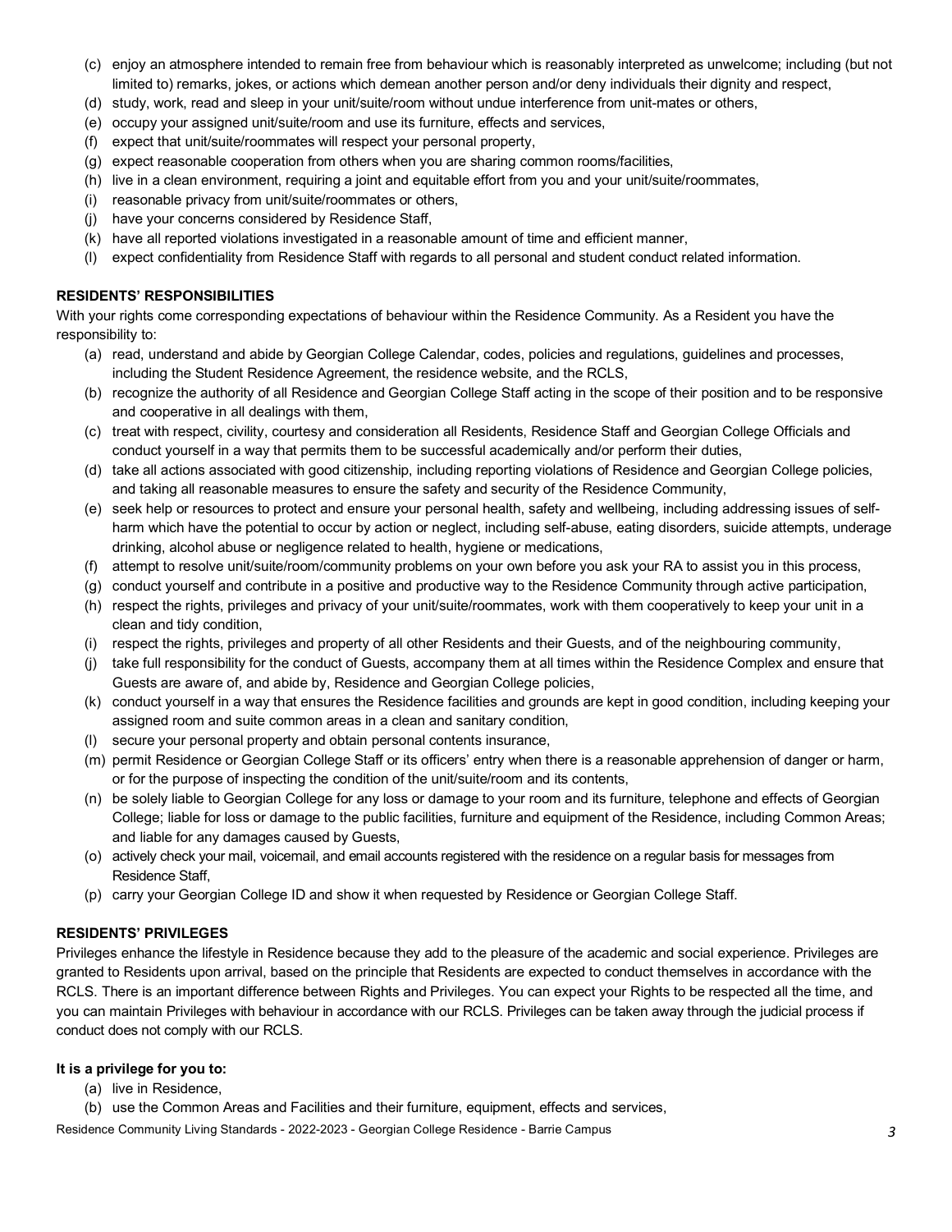(c) enjoy an atmosphere intended to remain free from behaviour which is reasonably interpreted as unwelcome; including (but not limited to) remarks, jokes, or actions which demean another person and/or deny individuals their dignity and respect,
(d) study, work, read and sleep in your unit/suite/room without undue interference from unit-mates or others,
(e) occupy your assigned unit/suite/room and use its furniture, effects and services,
(f) expect that unit/suite/roommates will respect your personal property,
(g) expect reasonable cooperation from others when you are sharing common rooms/facilities,
(h) live in a clean environment, requiring a joint and equitable effort from you and your unit/suite/roommates,
(i) reasonable privacy from unit/suite/roommates or others,
(j) have your concerns considered by Residence Staff,
(k) have all reported violations investigated in a reasonable amount of time and efficient manner,
(l) expect confidentiality from Residence Staff with regards to all personal and student conduct related information.

**RESIDENTS' RESPONSIBILITIES**

With your rights come corresponding expectations of behaviour within the Residence Community. As a Resident you have the responsibility to:

(a) read, understand and abide by Georgian College Calendar, codes, policies and regulations, guidelines and processes, including the Student Residence Agreement, the residence website, and the RCLS,
(b) recognize the authority of all Residence and Georgian College Staff acting in the scope of their position and to be responsive and cooperative in all dealings with them,
(c) treat with respect, civility, courtesy and consideration all Residents, Residence Staff and Georgian College Officials and conduct yourself in a way that permits them to be successful academically and/or perform their duties,
(d) take all actions associated with good citizenship, including reporting violations of Residence and Georgian College policies, and taking all reasonable measures to ensure the safety and security of the Residence Community,
(e) seek help or resources to protect and ensure your personal health, safety and wellbeing, including addressing issues of self-harm which have the potential to occur by action or neglect, including self-abuse, eating disorders, suicide attempts, underage drinking, alcohol abuse or negligence related to health, hygiene or medications,
(f) attempt to resolve unit/suite/room/community problems on your own before you ask your RA to assist you in this process,
(g) conduct yourself and contribute in a positive and productive way to the Residence Community through active participation,
(h) respect the rights, privileges and privacy of your unit/suite/roommates, work with them cooperatively to keep your unit in a clean and tidy condition,
(i) respect the rights, privileges and property of all other Residents and their Guests, and of the neighbouring community,
(j) take full responsibility for the conduct of Guests, accompany them at all times within the Residence Complex and ensure that Guests are aware of, and abide by, Residence and Georgian College policies,
(k) conduct yourself in a way that ensures the Residence facilities and grounds are kept in good condition, including keeping your assigned room and suite common areas in a clean and sanitary condition,
(l) secure your personal property and obtain personal contents insurance,
(m) permit Residence or Georgian College Staff or its officers' entry when there is a reasonable apprehension of danger or harm, or for the purpose of inspecting the condition of the unit/suite/room and its contents,
(n) be solely liable to Georgian College for any loss or damage to your room and its furniture, telephone and effects of Georgian College; liable for loss or damage to the public facilities, furniture and equipment of the Residence, including Common Areas; and liable for any damages caused by Guests,
(o) actively check your mail, voicemail, and email accounts registered with the residence on a regular basis for messages from Residence Staff,
(p) carry your Georgian College ID and show it when requested by Residence or Georgian College Staff.

**RESIDENTS' PRIVILEGES**

Privileges enhance the lifestyle in Residence because they add to the pleasure of the academic and social experience. Privileges are granted to Residents upon arrival, based on the principle that Residents are expected to conduct themselves in accordance with the RCLS. There is an important difference between Rights and Privileges. You can expect your Rights to be respected all the time, and you can maintain Privileges with behaviour in accordance with our RCLS. Privileges can be taken away through the judicial process if conduct does not comply with our RCLS.

**It is a privilege for you to:**

(a) live in Residence,
(b) use the Common Areas and Facilities and their furniture, equipment, effects and services,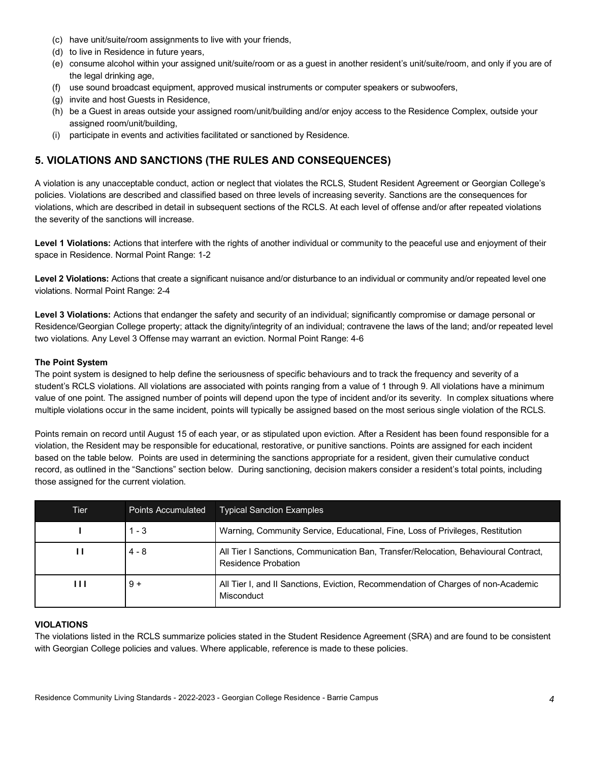(c) have unit/suite/room assignments to live with your friends,
(d) to live in Residence in future years,
(e) consume alcohol within your assigned unit/suite/room or as a guest in another resident's unit/suite/room, and only if you are of the legal drinking age,
(f) use sound broadcast equipment, approved musical instruments or computer speakers or subwoofers,
(g) invite and host Guests in Residence,
(h) be a Guest in areas outside your assigned room/unit/building and/or enjoy access to the Residence Complex, outside your assigned room/unit/building,
(i) participate in events and activities facilitated or sanctioned by Residence.

## 5. VIOLATIONS AND SANCTIONS (THE RULES AND CONSEQUENCES)

A violation is any unacceptable conduct, action or neglect that violates the RCLS, Student Resident Agreement or Georgian College's policies. Violations are described and classified based on three levels of increasing severity. Sanctions are the consequences for violations, which are described in detail in subsequent sections of the RCLS. At each level of offense and/or after repeated violations the severity of the sanctions will increase.

**Level 1 Violations:** Actions that interfere with the rights of another individual or community to the peaceful use and enjoyment of their space in Residence. Normal Point Range: 1-2

**Level 2 Violations:** Actions that create a significant nuisance and/or disturbance to an individual or community and/or repeated level one violations. Normal Point Range: 2-4

**Level 3 Violations:** Actions that endanger the safety and security of an individual; significantly compromise or damage personal or Residence/Georgian College property; attack the dignity/integrity of an individual; contravene the laws of the land; and/or repeated level two violations. Any Level 3 Offense may warrant an eviction. Normal Point Range: 4-6

**The Point System**

The point system is designed to help define the seriousness of specific behaviours and to track the frequency and severity of a student's RCLS violations. All violations are associated with points ranging from a value of 1 through 9. All violations have a minimum value of one point. The assigned number of points will depend upon the type of incident and/or its severity. In complex situations where multiple violations occur in the same incident, points will typically be assigned based on the most serious single violation of the RCLS.

Points remain on record until August 15 of each year, or as stipulated upon eviction. After a Resident has been found responsible for a violation, the Resident may be responsible for educational, restorative, or punitive sanctions. Points are assigned for each incident based on the table below. Points are used in determining the sanctions appropriate for a resident, given their cumulative conduct record, as outlined in the "Sanctions" section below. During sanctioning, decision makers consider a resident's total points, including those assigned for the current violation.

| Tier | Points Accumulated | Typical Sanction Examples |
|---|---|---|
| I | 1 - 3 | Warning, Community Service, Educational, Fine, Loss of Privileges, Restitution |
| II | 4 - 8 | All Tier I Sanctions, Communication Ban, Transfer/Relocation, Behavioural Contract, Residence Probation |
| III | 9 + | All Tier I, and II Sanctions, Eviction, Recommendation of Charges of non-Academic Misconduct |

**VIOLATIONS**

The violations listed in the RCLS summarize policies stated in the Student Residence Agreement (SRA) and are found to be consistent with Georgian College policies and values. Where applicable, reference is made to these policies.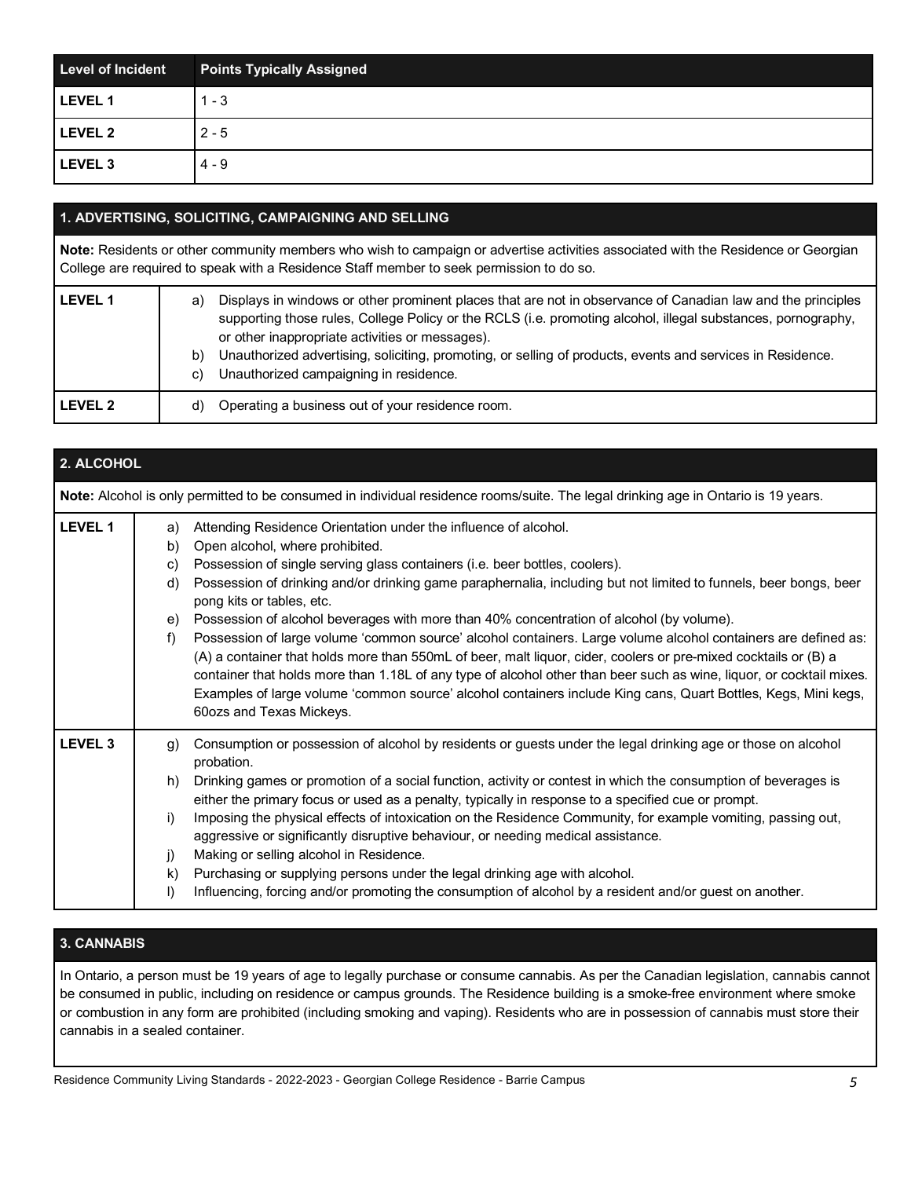| Level of Incident | Points Typically Assigned |
|---|---|
| LEVEL 1 | 1 - 3 |
| LEVEL 2 | 2 - 5 |
| LEVEL 3 | 4 - 9 |

## 1. ADVERTISING, SOLICITING, CAMPAIGNING AND SELLING

**Note:** Residents or other community members who wish to campaign or advertise activities associated with the Residence or Georgian College are required to speak with a Residence Staff member to seek permission to do so.

| Level | Description |
|---|---|
| **LEVEL 1** | a) Displays in windows or other prominent places that are not in observance of Canadian law and the principles supporting those rules, College Policy or the RCLS (i.e. promoting alcohol, illegal substances, pornography, or other inappropriate activities or messages).<br>b) Unauthorized advertising, soliciting, promoting, or selling of products, events and services in Residence.<br>c) Unauthorized campaigning in residence. |
| **LEVEL 2** | d) Operating a business out of your residence room. |

## 2. ALCOHOL

**Note:** Alcohol is only permitted to be consumed in individual residence rooms/suite. The legal drinking age in Ontario is 19 years.

| Level | Description |
|---|---|
| **LEVEL 1** | a) Attending Residence Orientation under the influence of alcohol.<br>b) Open alcohol, where prohibited.<br>c) Possession of single serving glass containers (i.e. beer bottles, coolers).<br>d) Possession of drinking and/or drinking game paraphernalia, including but not limited to funnels, beer bongs, beer pong kits or tables, etc.<br>e) Possession of alcohol beverages with more than 40% concentration of alcohol (by volume).<br>f) Possession of large volume 'common source' alcohol containers. Large volume alcohol containers are defined as: (A) a container that holds more than 550mL of beer, malt liquor, cider, coolers or pre-mixed cocktails or (B) a container that holds more than 1.18L of any type of alcohol other than beer such as wine, liquor, or cocktail mixes. Examples of large volume 'common source' alcohol containers include King cans, Quart Bottles, Kegs, Mini kegs, 60ozs and Texas Mickeys. |
| **LEVEL 3** | g) Consumption or possession of alcohol by residents or guests under the legal drinking age or those on alcohol probation.<br>h) Drinking games or promotion of a social function, activity or contest in which the consumption of beverages is either the primary focus or used as a penalty, typically in response to a specified cue or prompt.<br>i) Imposing the physical effects of intoxication on the Residence Community, for example vomiting, passing out, aggressive or significantly disruptive behaviour, or needing medical assistance.<br>j) Making or selling alcohol in Residence.<br>k) Purchasing or supplying persons under the legal drinking age with alcohol.<br>l) Influencing, forcing and/or promoting the consumption of alcohol by a resident and/or guest on another. |

## 3. CANNABIS

In Ontario, a person must be 19 years of age to legally purchase or consume cannabis. As per the Canadian legislation, cannabis cannot be consumed in public, including on residence or campus grounds. The Residence building is a smoke-free environment where smoke or combustion in any form are prohibited (including smoking and vaping). Residents who are in possession of cannabis must store their cannabis in a sealed container.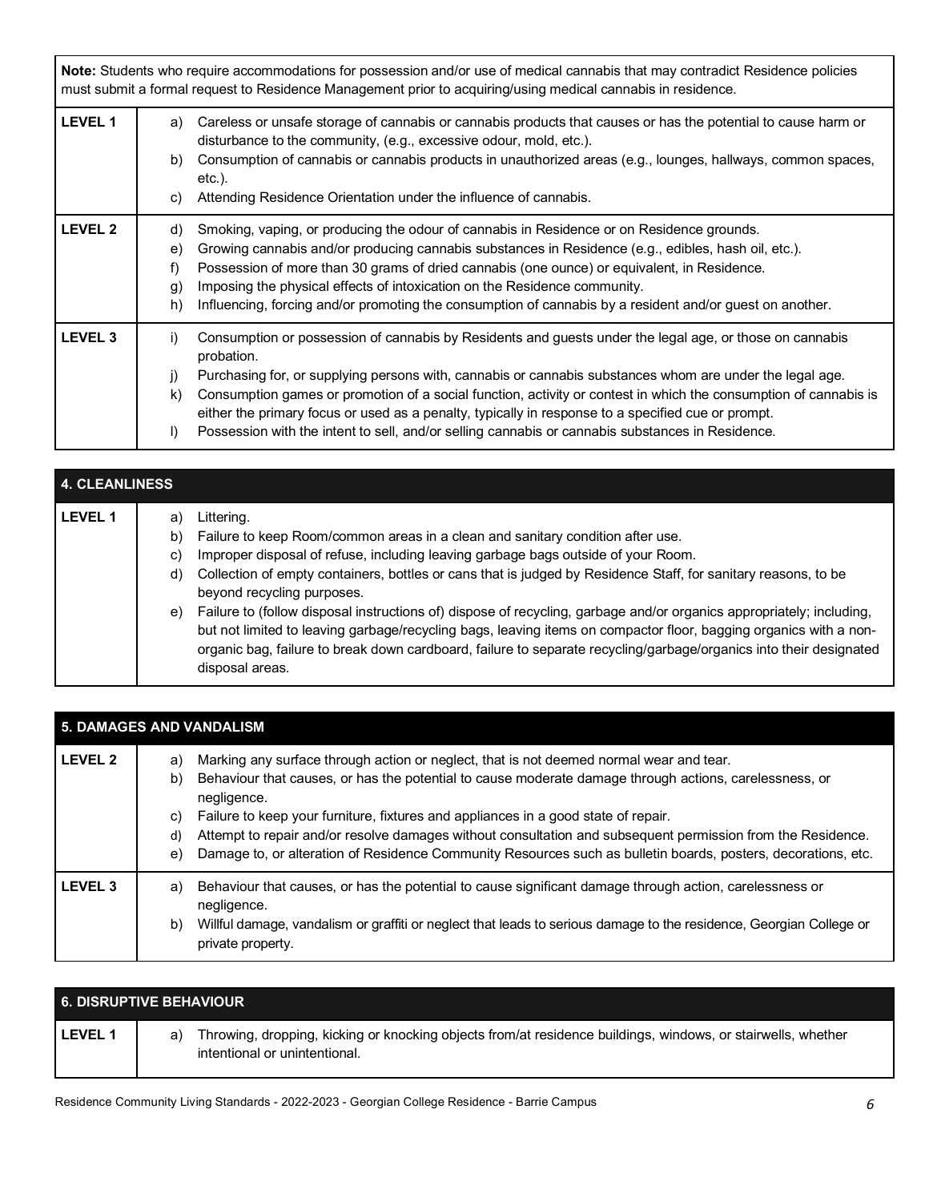| **Note:** Students who require accommodations for possession and/or use of medical cannabis that may contradict Residence policies must submit a formal request to Residence Management prior to acquiring/using medical cannabis in residence. | |
|---|---|
| **LEVEL 1** | a) Careless or unsafe storage of cannabis or cannabis products that causes or has the potential to cause harm or disturbance to the community, (e.g., excessive odour, mold, etc.).<br>b) Consumption of cannabis or cannabis products in unauthorized areas (e.g., lounges, hallways, common spaces, etc.).<br>c) Attending Residence Orientation under the influence of cannabis. |
| **LEVEL 2** | d) Smoking, vaping, or producing the odour of cannabis in Residence or on Residence grounds.<br>e) Growing cannabis and/or producing cannabis substances in Residence (e.g., edibles, hash oil, etc.).<br>f) Possession of more than 30 grams of dried cannabis (one ounce) or equivalent, in Residence.<br>g) Imposing the physical effects of intoxication on the Residence community.<br>h) Influencing, forcing and/or promoting the consumption of cannabis by a resident and/or guest on another. |
| **LEVEL 3** | i) Consumption or possession of cannabis by Residents and guests under the legal age, or those on cannabis probation.<br>j) Purchasing for, or supplying persons with, cannabis or cannabis substances whom are under the legal age.<br>k) Consumption games or promotion of a social function, activity or contest in which the consumption of cannabis is either the primary focus or used as a penalty, typically in response to a specified cue or prompt.<br>l) Possession with the intent to sell, and/or selling cannabis or cannabis substances in Residence. |

| **4. CLEANLINESS** | |
|---|---|
| **LEVEL 1** | a) Littering.<br>b) Failure to keep Room/common areas in a clean and sanitary condition after use.<br>c) Improper disposal of refuse, including leaving garbage bags outside of your Room.<br>d) Collection of empty containers, bottles or cans that is judged by Residence Staff, for sanitary reasons, to be beyond recycling purposes.<br>e) Failure to (follow disposal instructions of) dispose of recycling, garbage and/or organics appropriately; including, but not limited to leaving garbage/recycling bags, leaving items on compactor floor, bagging organics with a non-organic bag, failure to break down cardboard, failure to separate recycling/garbage/organics into their designated disposal areas. |

| **5. DAMAGES AND VANDALISM** | |
|---|---|
| **LEVEL 2** | a) Marking any surface through action or neglect, that is not deemed normal wear and tear.<br>b) Behaviour that causes, or has the potential to cause moderate damage through actions, carelessness, or negligence.<br>c) Failure to keep your furniture, fixtures and appliances in a good state of repair.<br>d) Attempt to repair and/or resolve damages without consultation and subsequent permission from the Residence.<br>e) Damage to, or alteration of Residence Community Resources such as bulletin boards, posters, decorations, etc. |
| **LEVEL 3** | a) Behaviour that causes, or has the potential to cause significant damage through action, carelessness or negligence.<br>b) Willful damage, vandalism or graffiti or neglect that leads to serious damage to the residence, Georgian College or private property. |

| **6. DISRUPTIVE BEHAVIOUR** | |
|---|---|
| **LEVEL 1** | a) Throwing, dropping, kicking or knocking objects from/at residence buildings, windows, or stairwells, whether intentional or unintentional. |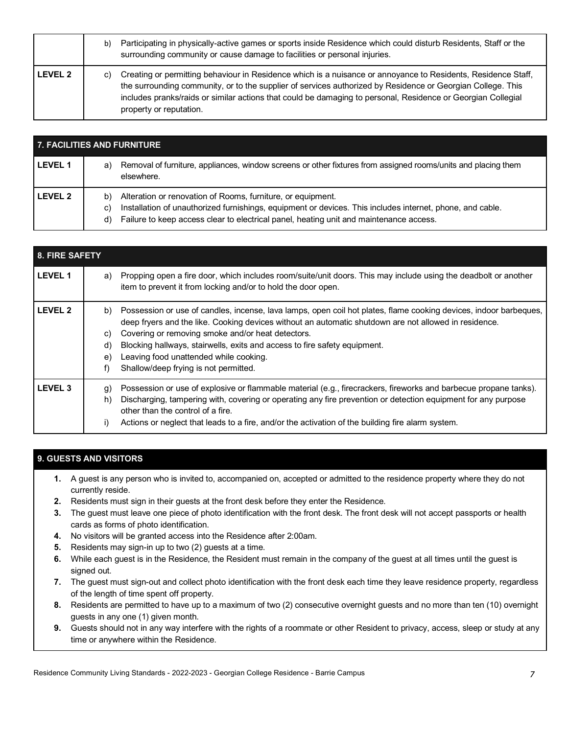| | |
|---|---|
| | b) Participating in physically-active games or sports inside Residence which could disturb Residents, Staff or the surrounding community or cause damage to facilities or personal injuries. |
| **LEVEL 2** | c) Creating or permitting behaviour in Residence which is a nuisance or annoyance to Residents, Residence Staff, the surrounding community, or to the supplier of services authorized by Residence or Georgian College. This includes pranks/raids or similar actions that could be damaging to personal, Residence or Georgian Collegial property or reputation. |

| **7. FACILITIES AND FURNITURE** | |
|---|---|
| **LEVEL 1** | a) Removal of furniture, appliances, window screens or other fixtures from assigned rooms/units and placing them elsewhere. |
| **LEVEL 2** | b) Alteration or renovation of Rooms, furniture, or equipment.<br>c) Installation of unauthorized furnishings, equipment or devices. This includes internet, phone, and cable.<br>d) Failure to keep access clear to electrical panel, heating unit and maintenance access. |

| **8. FIRE SAFETY** | |
|---|---|
| **LEVEL 1** | a) Propping open a fire door, which includes room/suite/unit doors. This may include using the deadbolt or another item to prevent it from locking and/or to hold the door open. |
| **LEVEL 2** | b) Possession or use of candles, incense, lava lamps, open coil hot plates, flame cooking devices, indoor barbeques, deep fryers and the like. Cooking devices without an automatic shutdown are not allowed in residence.<br>c) Covering or removing smoke and/or heat detectors.<br>d) Blocking hallways, stairwells, exits and access to fire safety equipment.<br>e) Leaving food unattended while cooking.<br>f) Shallow/deep frying is not permitted. |
| **LEVEL 3** | g) Possession or use of explosive or flammable material (e.g., firecrackers, fireworks and barbecue propane tanks).<br>h) Discharging, tampering with, covering or operating any fire prevention or detection equipment for any purpose other than the control of a fire.<br>i) Actions or neglect that leads to a fire, and/or the activation of the building fire alarm system. |

### 9. GUESTS AND VISITORS

1. A guest is any person who is invited to, accompanied on, accepted or admitted to the residence property where they do not currently reside.
2. Residents must sign in their guests at the front desk before they enter the Residence.
3. The guest must leave one piece of photo identification with the front desk. The front desk will not accept passports or health cards as forms of photo identification.
4. No visitors will be granted access into the Residence after 2:00am.
5. Residents may sign-in up to two (2) guests at a time.
6. While each guest is in the Residence, the Resident must remain in the company of the guest at all times until the guest is signed out.
7. The guest must sign-out and collect photo identification with the front desk each time they leave residence property, regardless of the length of time spent off property.
8. Residents are permitted to have up to a maximum of two (2) consecutive overnight guests and no more than ten (10) overnight guests in any one (1) given month.
9. Guests should not in any way interfere with the rights of a roommate or other Resident to privacy, access, sleep or study at any time or anywhere within the Residence.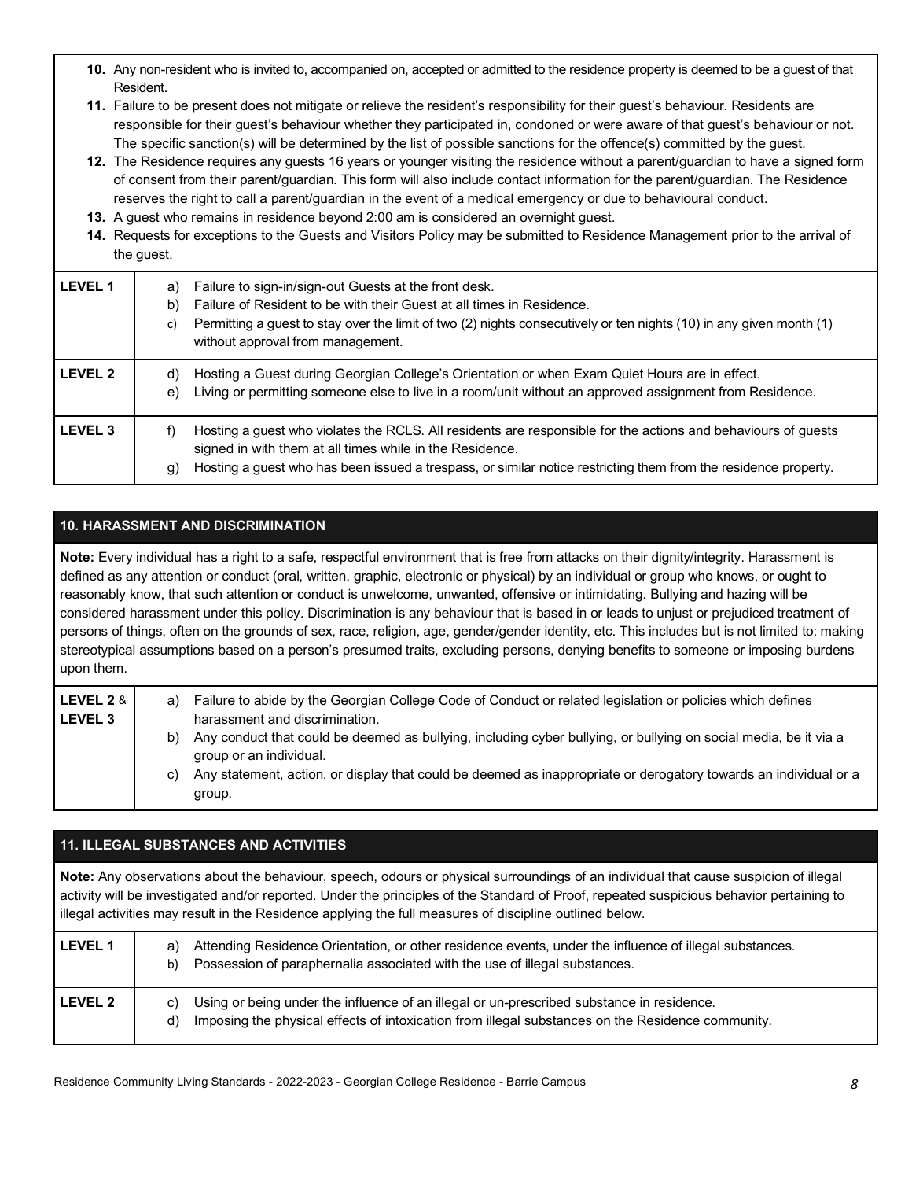10. Any non-resident who is invited to, accompanied on, accepted or admitted to the residence property is deemed to be a guest of that Resident.
11. Failure to be present does not mitigate or relieve the resident's responsibility for their guest's behaviour. Residents are responsible for their guest's behaviour whether they participated in, condoned or were aware of that guest's behaviour or not. The specific sanction(s) will be determined by the list of possible sanctions for the offence(s) committed by the guest.
12. The Residence requires any guests 16 years or younger visiting the residence without a parent/guardian to have a signed form of consent from their parent/guardian. This form will also include contact information for the parent/guardian. The Residence reserves the right to call a parent/guardian in the event of a medical emergency or due to behavioural conduct.
13. A guest who remains in residence beyond 2:00 am is considered an overnight guest.
14. Requests for exceptions to the Guests and Visitors Policy may be submitted to Residence Management prior to the arrival of the guest.

| Level | Offence |
|---|---|
| **LEVEL 1** | a) Failure to sign-in/sign-out Guests at the front desk.<br>b) Failure of Resident to be with their Guest at all times in Residence.<br>c) Permitting a guest to stay over the limit of two (2) nights consecutively or ten nights (10) in any given month (1) without approval from management. |
| **LEVEL 2** | d) Hosting a Guest during Georgian College's Orientation or when Exam Quiet Hours are in effect.<br>e) Living or permitting someone else to live in a room/unit without an approved assignment from Residence. |
| **LEVEL 3** | f) Hosting a guest who violates the RCLS. All residents are responsible for the actions and behaviours of guests signed in with them at all times while in the Residence.<br>g) Hosting a guest who has been issued a trespass, or similar notice restricting them from the residence property. |

## 10. HARASSMENT AND DISCRIMINATION

**Note:** Every individual has a right to a safe, respectful environment that is free from attacks on their dignity/integrity. Harassment is defined as any attention or conduct (oral, written, graphic, electronic or physical) by an individual or group who knows, or ought to reasonably know, that such attention or conduct is unwelcome, unwanted, offensive or intimidating. Bullying and hazing will be considered harassment under this policy. Discrimination is any behaviour that is based in or leads to unjust or prejudiced treatment of persons of things, often on the grounds of sex, race, religion, age, gender/gender identity, etc. This includes but is not limited to: making stereotypical assumptions based on a person's presumed traits, excluding persons, denying benefits to someone or imposing burdens upon them.

| Level | Offence |
|---|---|
| **LEVEL 2** & **LEVEL 3** | a) Failure to abide by the Georgian College Code of Conduct or related legislation or policies which defines harassment and discrimination.<br>b) Any conduct that could be deemed as bullying, including cyber bullying, or bullying on social media, be it via a group or an individual.<br>c) Any statement, action, or display that could be deemed as inappropriate or derogatory towards an individual or a group. |

## 11. ILLEGAL SUBSTANCES AND ACTIVITIES

**Note:** Any observations about the behaviour, speech, odours or physical surroundings of an individual that cause suspicion of illegal activity will be investigated and/or reported. Under the principles of the Standard of Proof, repeated suspicious behavior pertaining to illegal activities may result in the Residence applying the full measures of discipline outlined below.

| Level | Offence |
|---|---|
| **LEVEL 1** | a) Attending Residence Orientation, or other residence events, under the influence of illegal substances.<br>b) Possession of paraphernalia associated with the use of illegal substances. |
| **LEVEL 2** | c) Using or being under the influence of an illegal or un-prescribed substance in residence.<br>d) Imposing the physical effects of intoxication from illegal substances on the Residence community. |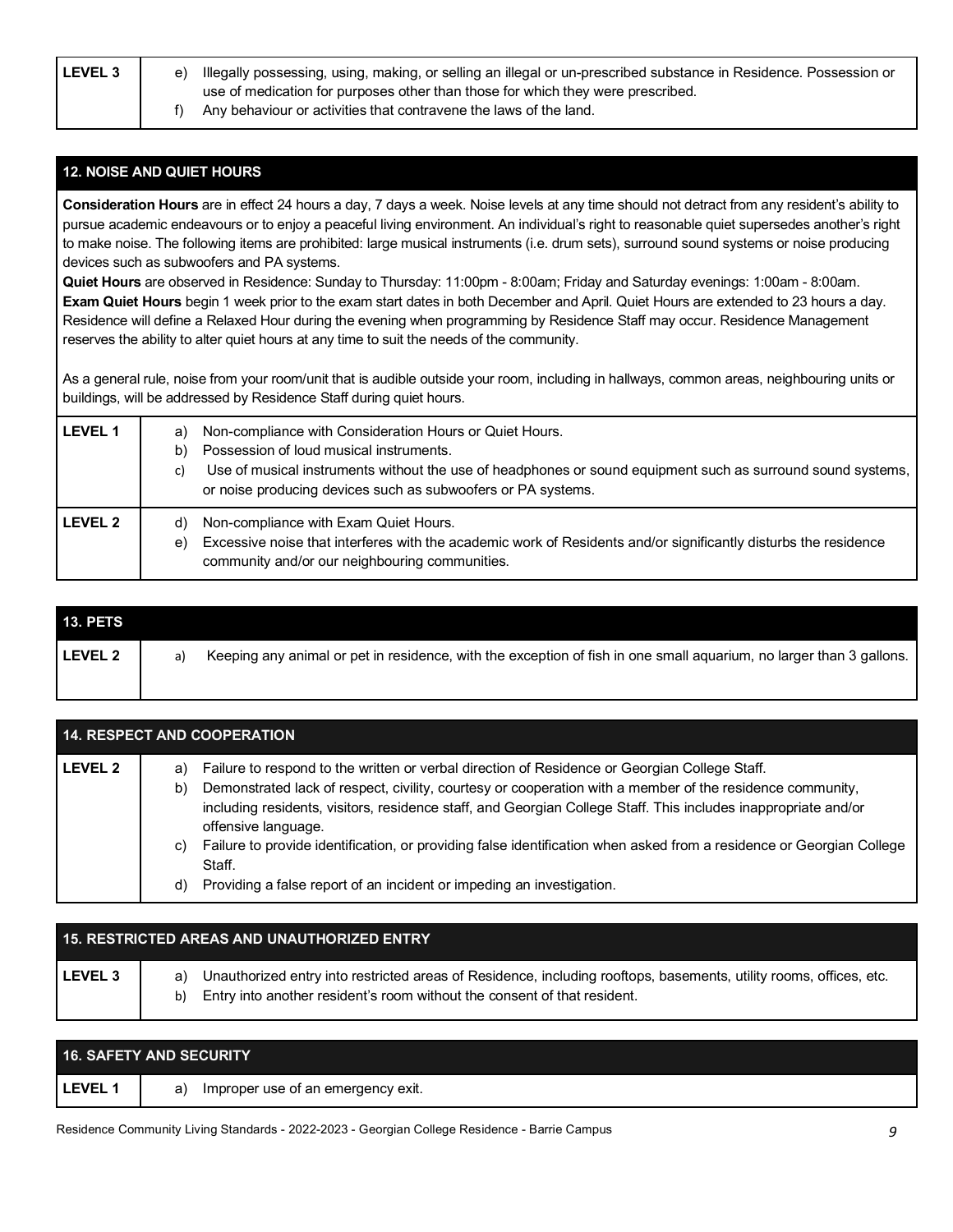| LEVEL 3 | e) Illegally possessing, using, making, or selling an illegal or un-prescribed substance in Residence. Possession or use of medication for purposes other than those for which they were prescribed.<br>f) Any behaviour or activities that contravene the laws of the land. |
|---|---|

## 12. NOISE AND QUIET HOURS

**Consideration Hours** are in effect 24 hours a day, 7 days a week. Noise levels at any time should not detract from any resident's ability to pursue academic endeavours or to enjoy a peaceful living environment. An individual's right to reasonable quiet supersedes another's right to make noise. The following items are prohibited: large musical instruments (i.e. drum sets), surround sound systems or noise producing devices such as subwoofers and PA systems.

**Quiet Hours** are observed in Residence: Sunday to Thursday: 11:00pm - 8:00am; Friday and Saturday evenings: 1:00am - 8:00am.

**Exam Quiet Hours** begin 1 week prior to the exam start dates in both December and April. Quiet Hours are extended to 23 hours a day. Residence will define a Relaxed Hour during the evening when programming by Residence Staff may occur. Residence Management reserves the ability to alter quiet hours at any time to suit the needs of the community.

As a general rule, noise from your room/unit that is audible outside your room, including in hallways, common areas, neighbouring units or buildings, will be addressed by Residence Staff during quiet hours.

| | |
|---|---|
| LEVEL 1 | a) Non-compliance with Consideration Hours or Quiet Hours.<br>b) Possession of loud musical instruments.<br>c) Use of musical instruments without the use of headphones or sound equipment such as surround sound systems, or noise producing devices such as subwoofers or PA systems. |
| LEVEL 2 | d) Non-compliance with Exam Quiet Hours.<br>e) Excessive noise that interferes with the academic work of Residents and/or significantly disturbs the residence community and/or our neighbouring communities. |

## 13. PETS

| | |
|---|---|
| LEVEL 2 | a) Keeping any animal or pet in residence, with the exception of fish in one small aquarium, no larger than 3 gallons. |

## 14. RESPECT AND COOPERATION

| | |
|---|---|
| LEVEL 2 | a) Failure to respond to the written or verbal direction of Residence or Georgian College Staff.<br>b) Demonstrated lack of respect, civility, courtesy or cooperation with a member of the residence community, including residents, visitors, residence staff, and Georgian College Staff. This includes inappropriate and/or offensive language.<br>c) Failure to provide identification, or providing false identification when asked from a residence or Georgian College Staff.<br>d) Providing a false report of an incident or impeding an investigation. |

## 15. RESTRICTED AREAS AND UNAUTHORIZED ENTRY

| | |
|---|---|
| LEVEL 3 | a) Unauthorized entry into restricted areas of Residence, including rooftops, basements, utility rooms, offices, etc.<br>b) Entry into another resident's room without the consent of that resident. |

## 16. SAFETY AND SECURITY

| | |
|---|---|
| LEVEL 1 | a) Improper use of an emergency exit. |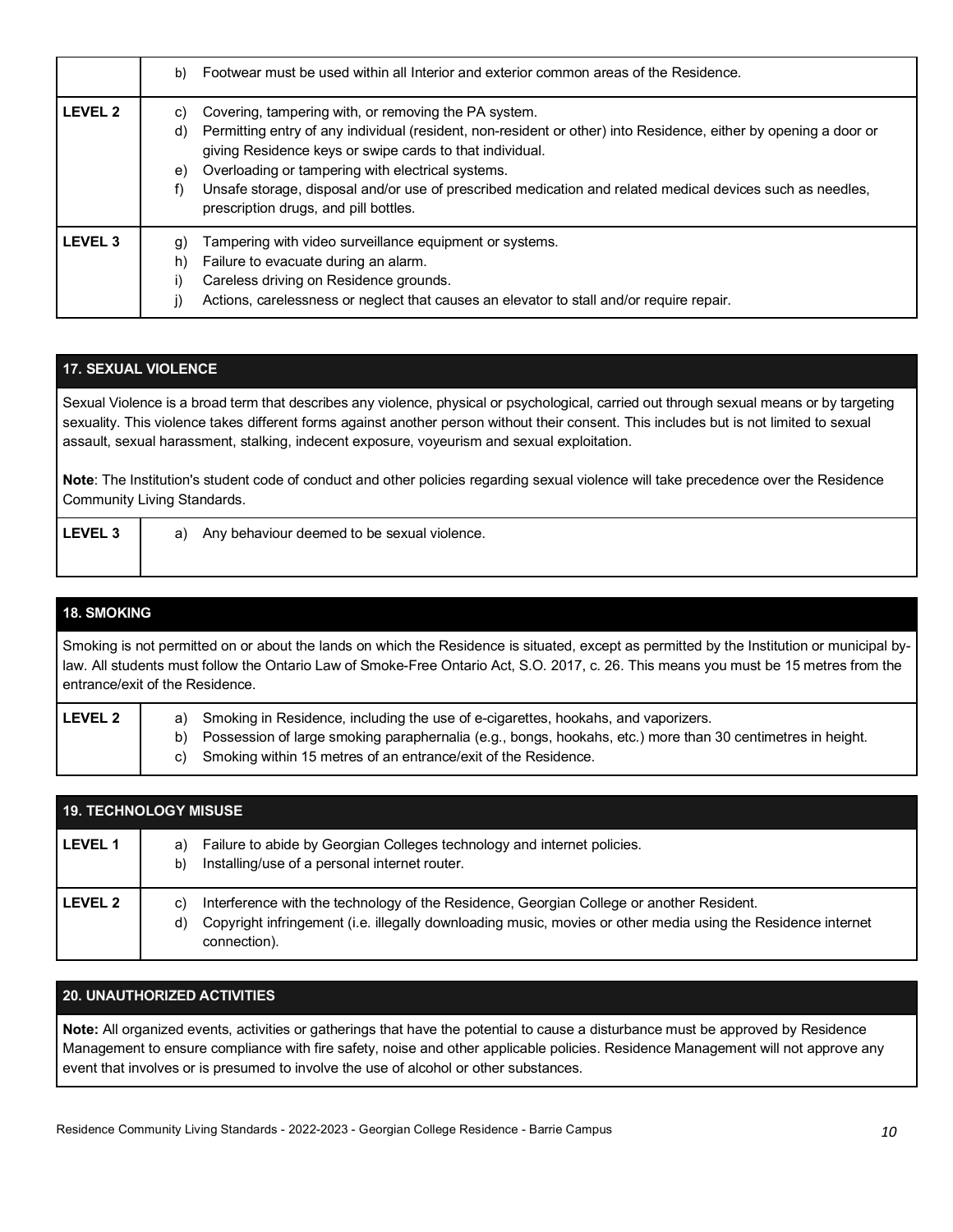| | |
|---|---|
| | b) Footwear must be used within all Interior and exterior common areas of the Residence. |
| **LEVEL 2** | c) Covering, tampering with, or removing the PA system.<br>d) Permitting entry of any individual (resident, non-resident or other) into Residence, either by opening a door or giving Residence keys or swipe cards to that individual.<br>e) Overloading or tampering with electrical systems.<br>f) Unsafe storage, disposal and/or use of prescribed medication and related medical devices such as needles, prescription drugs, and pill bottles. |
| **LEVEL 3** | g) Tampering with video surveillance equipment or systems.<br>h) Failure to evacuate during an alarm.<br>i) Careless driving on Residence grounds.<br>j) Actions, carelessness or neglect that causes an elevator to stall and/or require repair. |

## 17. SEXUAL VIOLENCE

Sexual Violence is a broad term that describes any violence, physical or psychological, carried out through sexual means or by targeting sexuality. This violence takes different forms against another person without their consent. This includes but is not limited to sexual assault, sexual harassment, stalking, indecent exposure, voyeurism and sexual exploitation.

**Note**: The Institution's student code of conduct and other policies regarding sexual violence will take precedence over the Residence Community Living Standards.

| | |
|---|---|
| **LEVEL 3** | a) Any behaviour deemed to be sexual violence. |

## 18. SMOKING

Smoking is not permitted on or about the lands on which the Residence is situated, except as permitted by the Institution or municipal by-law. All students must follow the Ontario Law of Smoke-Free Ontario Act, S.O. 2017, c. 26. This means you must be 15 metres from the entrance/exit of the Residence.

| | |
|---|---|
| **LEVEL 2** | a) Smoking in Residence, including the use of e-cigarettes, hookahs, and vaporizers.<br>b) Possession of large smoking paraphernalia (e.g., bongs, hookahs, etc.) more than 30 centimetres in height.<br>c) Smoking within 15 metres of an entrance/exit of the Residence. |

## 19. TECHNOLOGY MISUSE

| | |
|---|---|
| **LEVEL 1** | a) Failure to abide by Georgian Colleges technology and internet policies.<br>b) Installing/use of a personal internet router. |
| **LEVEL 2** | c) Interference with the technology of the Residence, Georgian College or another Resident.<br>d) Copyright infringement (i.e. illegally downloading music, movies or other media using the Residence internet connection). |

## 20. UNAUTHORIZED ACTIVITIES

**Note:** All organized events, activities or gatherings that have the potential to cause a disturbance must be approved by Residence Management to ensure compliance with fire safety, noise and other applicable policies. Residence Management will not approve any event that involves or is presumed to involve the use of alcohol or other substances.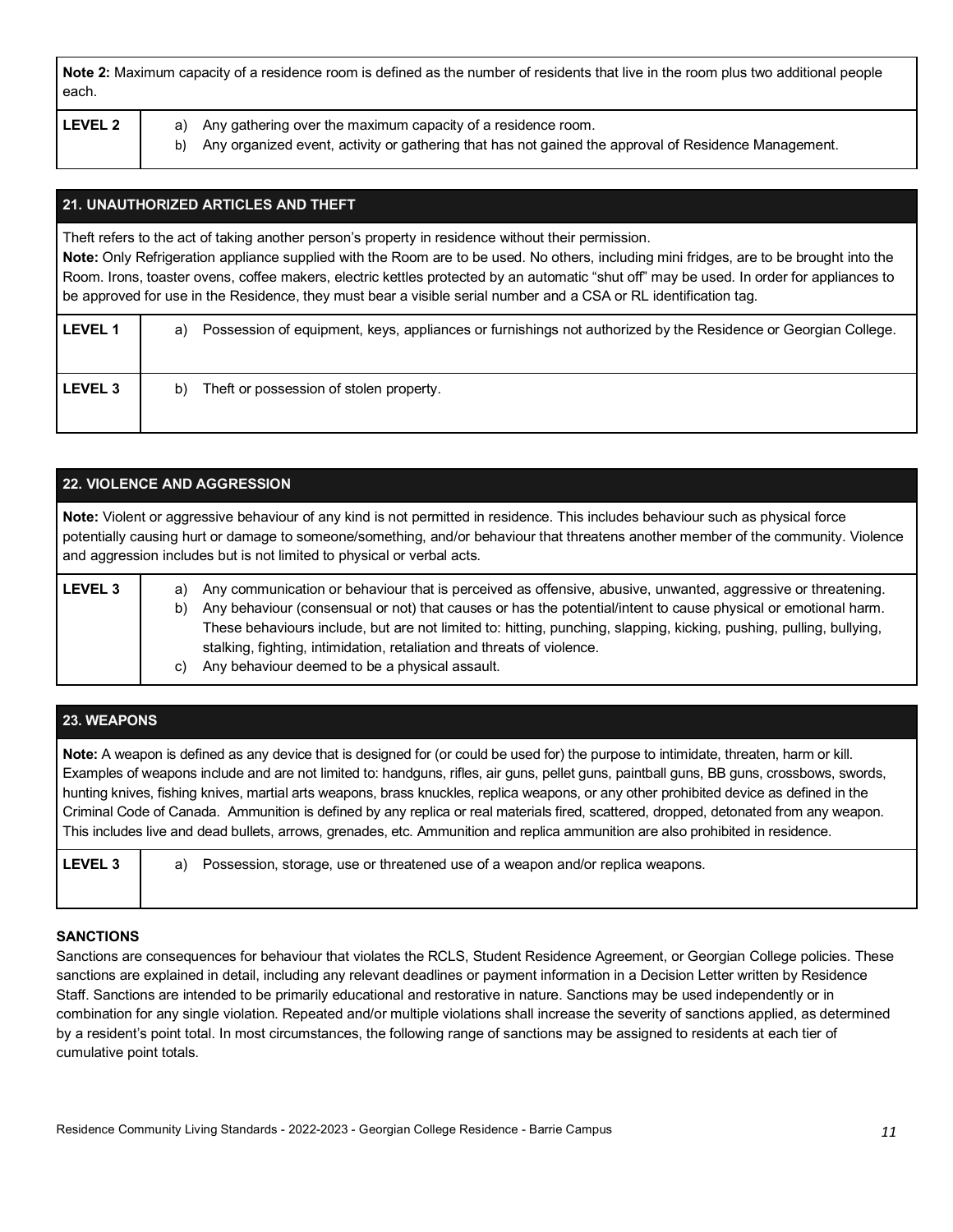**Note 2:** Maximum capacity of a residence room is defined as the number of residents that live in the room plus two additional people each.

| | |
|---|---|
| **LEVEL 2** | a) Any gathering over the maximum capacity of a residence room.<br>b) Any organized event, activity or gathering that has not gained the approval of Residence Management. |

## 21. UNAUTHORIZED ARTICLES AND THEFT

Theft refers to the act of taking another person's property in residence without their permission.
**Note:** Only Refrigeration appliance supplied with the Room are to be used. No others, including mini fridges, are to be brought into the Room. Irons, toaster ovens, coffee makers, electric kettles protected by an automatic "shut off" may be used. In order for appliances to be approved for use in the Residence, they must bear a visible serial number and a CSA or RL identification tag.

| | |
|---|---|
| **LEVEL 1** | a) Possession of equipment, keys, appliances or furnishings not authorized by the Residence or Georgian College. |
| **LEVEL 3** | b) Theft or possession of stolen property. |

## 22. VIOLENCE AND AGGRESSION

**Note:** Violent or aggressive behaviour of any kind is not permitted in residence. This includes behaviour such as physical force potentially causing hurt or damage to someone/something, and/or behaviour that threatens another member of the community. Violence and aggression includes but is not limited to physical or verbal acts.

| | |
|---|---|
| **LEVEL 3** | a) Any communication or behaviour that is perceived as offensive, abusive, unwanted, aggressive or threatening.<br>b) Any behaviour (consensual or not) that causes or has the potential/intent to cause physical or emotional harm. These behaviours include, but are not limited to: hitting, punching, slapping, kicking, pushing, pulling, bullying, stalking, fighting, intimidation, retaliation and threats of violence.<br>c) Any behaviour deemed to be a physical assault. |

## 23. WEAPONS

**Note:** A weapon is defined as any device that is designed for (or could be used for) the purpose to intimidate, threaten, harm or kill. Examples of weapons include and are not limited to: handguns, rifles, air guns, pellet guns, paintball guns, BB guns, crossbows, swords, hunting knives, fishing knives, martial arts weapons, brass knuckles, replica weapons, or any other prohibited device as defined in the Criminal Code of Canada. Ammunition is defined by any replica or real materials fired, scattered, dropped, detonated from any weapon. This includes live and dead bullets, arrows, grenades, etc. Ammunition and replica ammunition are also prohibited in residence.

| | |
|---|---|
| **LEVEL 3** | a) Possession, storage, use or threatened use of a weapon and/or replica weapons. |

### SANCTIONS

Sanctions are consequences for behaviour that violates the RCLS, Student Residence Agreement, or Georgian College policies. These sanctions are explained in detail, including any relevant deadlines or payment information in a Decision Letter written by Residence Staff. Sanctions are intended to be primarily educational and restorative in nature. Sanctions may be used independently or in combination for any single violation. Repeated and/or multiple violations shall increase the severity of sanctions applied, as determined by a resident's point total. In most circumstances, the following range of sanctions may be assigned to residents at each tier of cumulative point totals.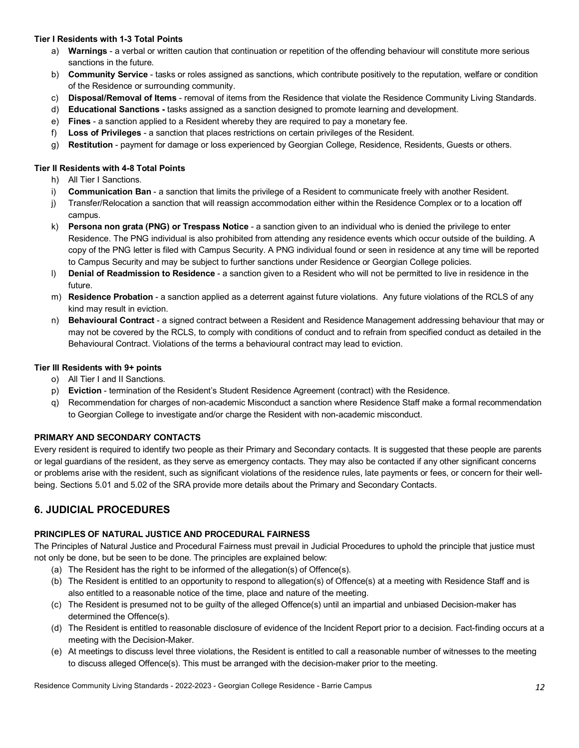**Tier I Residents with 1-3 Total Points**

a) **Warnings** - a verbal or written caution that continuation or repetition of the offending behaviour will constitute more serious sanctions in the future.
b) **Community Service** - tasks or roles assigned as sanctions, which contribute positively to the reputation, welfare or condition of the Residence or surrounding community.
c) **Disposal/Removal of Items** - removal of items from the Residence that violate the Residence Community Living Standards.
d) **Educational Sanctions -** tasks assigned as a sanction designed to promote learning and development.
e) **Fines** - a sanction applied to a Resident whereby they are required to pay a monetary fee.
f) **Loss of Privileges** - a sanction that places restrictions on certain privileges of the Resident.
g) **Restitution** - payment for damage or loss experienced by Georgian College, Residence, Residents, Guests or others.

**Tier II Residents with 4-8 Total Points**

h) All Tier I Sanctions.
i) **Communication Ban** - a sanction that limits the privilege of a Resident to communicate freely with another Resident.
j) Transfer/Relocation a sanction that will reassign accommodation either within the Residence Complex or to a location off campus.
k) **Persona non grata (PNG) or Trespass Notice** - a sanction given to an individual who is denied the privilege to enter Residence. The PNG individual is also prohibited from attending any residence events which occur outside of the building. A copy of the PNG letter is filed with Campus Security. A PNG individual found or seen in residence at any time will be reported to Campus Security and may be subject to further sanctions under Residence or Georgian College policies.
l) **Denial of Readmission to Residence** - a sanction given to a Resident who will not be permitted to live in residence in the future.
m) **Residence Probation** - a sanction applied as a deterrent against future violations. Any future violations of the RCLS of any kind may result in eviction.
n) **Behavioural Contract** - a signed contract between a Resident and Residence Management addressing behaviour that may or may not be covered by the RCLS, to comply with conditions of conduct and to refrain from specified conduct as detailed in the Behavioural Contract. Violations of the terms a behavioural contract may lead to eviction.

**Tier III Residents with 9+ points**

o) All Tier I and II Sanctions.
p) **Eviction** - termination of the Resident's Student Residence Agreement (contract) with the Residence.
q) Recommendation for charges of non-academic Misconduct a sanction where Residence Staff make a formal recommendation to Georgian College to investigate and/or charge the Resident with non-academic misconduct.

**PRIMARY AND SECONDARY CONTACTS**

Every resident is required to identify two people as their Primary and Secondary contacts. It is suggested that these people are parents or legal guardians of the resident, as they serve as emergency contacts. They may also be contacted if any other significant concerns or problems arise with the resident, such as significant violations of the residence rules, late payments or fees, or concern for their well-being. Sections 5.01 and 5.02 of the SRA provide more details about the Primary and Secondary Contacts.

## 6. JUDICIAL PROCEDURES

**PRINCIPLES OF NATURAL JUSTICE AND PROCEDURAL FAIRNESS**

The Principles of Natural Justice and Procedural Fairness must prevail in Judicial Procedures to uphold the principle that justice must not only be done, but be seen to be done. The principles are explained below:

(a) The Resident has the right to be informed of the allegation(s) of Offence(s).
(b) The Resident is entitled to an opportunity to respond to allegation(s) of Offence(s) at a meeting with Residence Staff and is also entitled to a reasonable notice of the time, place and nature of the meeting.
(c) The Resident is presumed not to be guilty of the alleged Offence(s) until an impartial and unbiased Decision-maker has determined the Offence(s).
(d) The Resident is entitled to reasonable disclosure of evidence of the Incident Report prior to a decision. Fact-finding occurs at a meeting with the Decision-Maker.
(e) At meetings to discuss level three violations, the Resident is entitled to call a reasonable number of witnesses to the meeting to discuss alleged Offence(s). This must be arranged with the decision-maker prior to the meeting.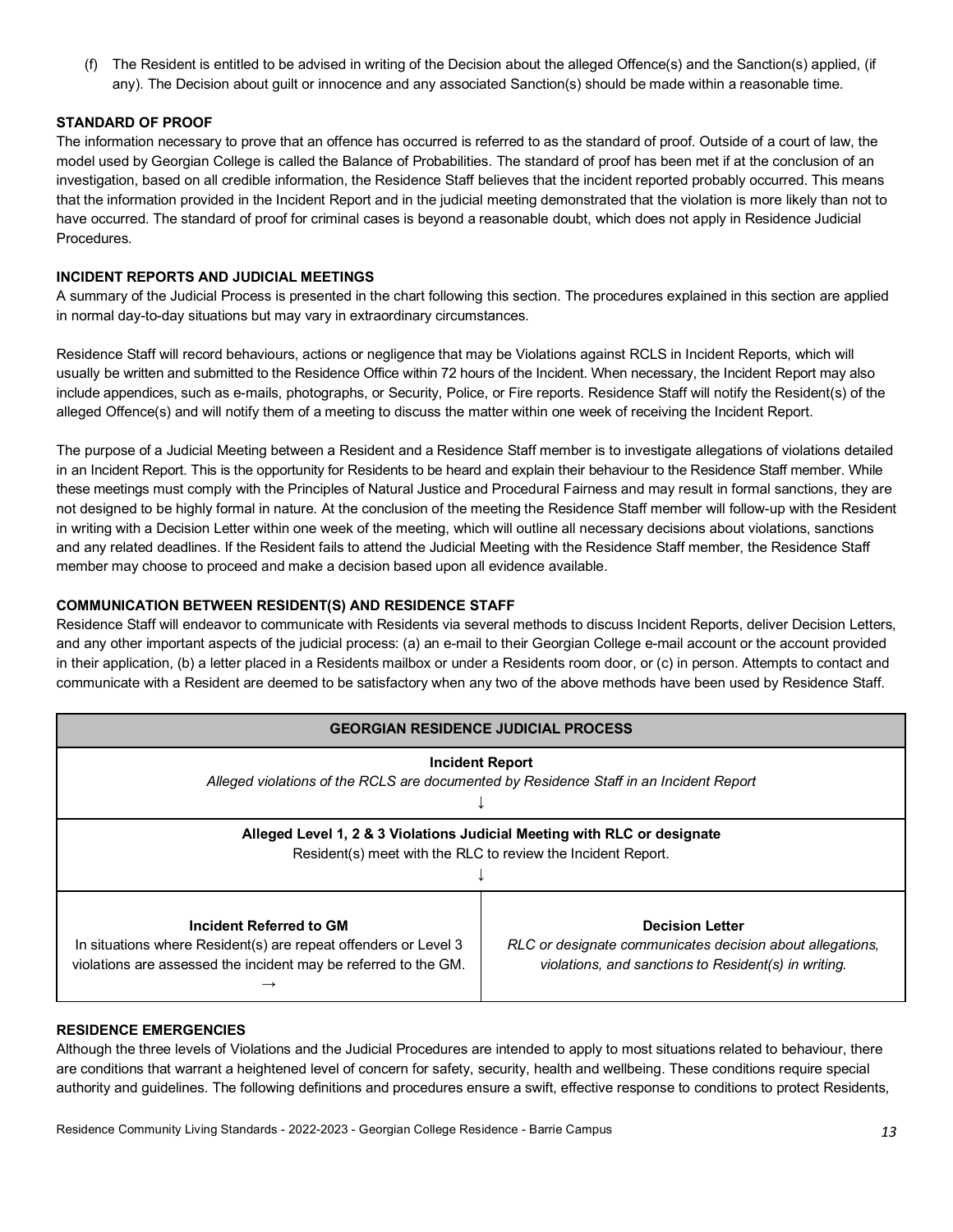(f) The Resident is entitled to be advised in writing of the Decision about the alleged Offence(s) and the Sanction(s) applied, (if any). The Decision about guilt or innocence and any associated Sanction(s) should be made within a reasonable time.

**STANDARD OF PROOF**

The information necessary to prove that an offence has occurred is referred to as the standard of proof. Outside of a court of law, the model used by Georgian College is called the Balance of Probabilities. The standard of proof has been met if at the conclusion of an investigation, based on all credible information, the Residence Staff believes that the incident reported probably occurred. This means that the information provided in the Incident Report and in the judicial meeting demonstrated that the violation is more likely than not to have occurred. The standard of proof for criminal cases is beyond a reasonable doubt, which does not apply in Residence Judicial Procedures.

**INCIDENT REPORTS AND JUDICIAL MEETINGS**

A summary of the Judicial Process is presented in the chart following this section. The procedures explained in this section are applied in normal day-to-day situations but may vary in extraordinary circumstances.

Residence Staff will record behaviours, actions or negligence that may be Violations against RCLS in Incident Reports, which will usually be written and submitted to the Residence Office within 72 hours of the Incident. When necessary, the Incident Report may also include appendices, such as e-mails, photographs, or Security, Police, or Fire reports. Residence Staff will notify the Resident(s) of the alleged Offence(s) and will notify them of a meeting to discuss the matter within one week of receiving the Incident Report.

The purpose of a Judicial Meeting between a Resident and a Residence Staff member is to investigate allegations of violations detailed in an Incident Report. This is the opportunity for Residents to be heard and explain their behaviour to the Residence Staff member. While these meetings must comply with the Principles of Natural Justice and Procedural Fairness and may result in formal sanctions, they are not designed to be highly formal in nature. At the conclusion of the meeting the Residence Staff member will follow-up with the Resident in writing with a Decision Letter within one week of the meeting, which will outline all necessary decisions about violations, sanctions and any related deadlines. If the Resident fails to attend the Judicial Meeting with the Residence Staff member, the Residence Staff member may choose to proceed and make a decision based upon all evidence available.

**COMMUNICATION BETWEEN RESIDENT(S) AND RESIDENCE STAFF**

Residence Staff will endeavor to communicate with Residents via several methods to discuss Incident Reports, deliver Decision Letters, and any other important aspects of the judicial process: (a) an e-mail to their Georgian College e-mail account or the account provided in their application, (b) a letter placed in a Residents mailbox or under a Residents room door, or (c) in person. Attempts to contact and communicate with a Resident are deemed to be satisfactory when any two of the above methods have been used by Residence Staff.

| **GEORGIAN RESIDENCE JUDICIAL PROCESS** | |
|---|---|
| **Incident Report**<br>*Alleged violations of the RCLS are documented by Residence Staff in an Incident Report*<br>↓ | |
| **Alleged Level 1, 2 & 3 Violations Judicial Meeting with RLC or designate**<br>Resident(s) meet with the RLC to review the Incident Report.<br>↓ | |
| **Incident Referred to GM**<br>In situations where Resident(s) are repeat offenders or Level 3 violations are assessed the incident may be referred to the GM.<br>→ | **Decision Letter**<br>*RLC or designate communicates decision about allegations, violations, and sanctions to Resident(s) in writing.* |

**RESIDENCE EMERGENCIES**

Although the three levels of Violations and the Judicial Procedures are intended to apply to most situations related to behaviour, there are conditions that warrant a heightened level of concern for safety, security, health and wellbeing. These conditions require special authority and guidelines. The following definitions and procedures ensure a swift, effective response to conditions to protect Residents,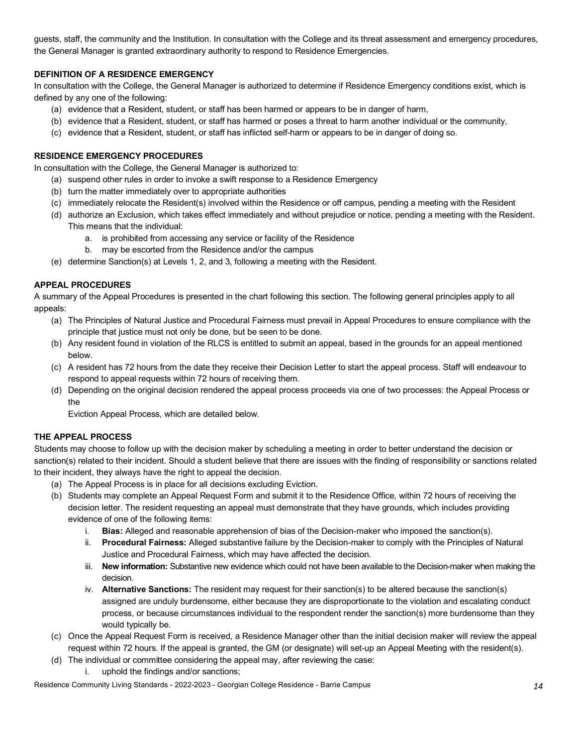guests, staff, the community and the Institution. In consultation with the College and its threat assessment and emergency procedures, the General Manager is granted extraordinary authority to respond to Residence Emergencies.

**DEFINITION OF A RESIDENCE EMERGENCY**

In consultation with the College, the General Manager is authorized to determine if Residence Emergency conditions exist, which is defined by any one of the following:

(a) evidence that a Resident, student, or staff has been harmed or appears to be in danger of harm,
(b) evidence that a Resident, student, or staff has harmed or poses a threat to harm another individual or the community,
(c) evidence that a Resident, student, or staff has inflicted self-harm or appears to be in danger of doing so.

**RESIDENCE EMERGENCY PROCEDURES**

In consultation with the College, the General Manager is authorized to:

(a) suspend other rules in order to invoke a swift response to a Residence Emergency
(b) turn the matter immediately over to appropriate authorities
(c) immediately relocate the Resident(s) involved within the Residence or off campus, pending a meeting with the Resident
(d) authorize an Exclusion, which takes effect immediately and without prejudice or notice, pending a meeting with the Resident. This means that the individual:
    a. is prohibited from accessing any service or facility of the Residence
    b. may be escorted from the Residence and/or the campus
(e) determine Sanction(s) at Levels 1, 2, and 3, following a meeting with the Resident.

**APPEAL PROCEDURES**

A summary of the Appeal Procedures is presented in the chart following this section. The following general principles apply to all appeals:

(a) The Principles of Natural Justice and Procedural Fairness must prevail in Appeal Procedures to ensure compliance with the principle that justice must not only be done, but be seen to be done.
(b) Any resident found in violation of the RLCS is entitled to submit an appeal, based in the grounds for an appeal mentioned below.
(c) A resident has 72 hours from the date they receive their Decision Letter to start the appeal process. Staff will endeavour to respond to appeal requests within 72 hours of receiving them.
(d) Depending on the original decision rendered the appeal process proceeds via one of two processes: the Appeal Process or the
    Eviction Appeal Process, which are detailed below.

**THE APPEAL PROCESS**

Students may choose to follow up with the decision maker by scheduling a meeting in order to better understand the decision or sanction(s) related to their incident. Should a student believe that there are issues with the finding of responsibility or sanctions related to their incident, they always have the right to appeal the decision.

(a) The Appeal Process is in place for all decisions excluding Eviction.
(b) Students may complete an Appeal Request Form and submit it to the Residence Office, within 72 hours of receiving the decision letter. The resident requesting an appeal must demonstrate that they have grounds, which includes providing evidence of one of the following items:
    i. **Bias:** Alleged and reasonable apprehension of bias of the Decision-maker who imposed the sanction(s).
    ii. **Procedural Fairness:** Alleged substantive failure by the Decision-maker to comply with the Principles of Natural Justice and Procedural Fairness, which may have affected the decision.
    iii. **New information:** Substantive new evidence which could not have been available to the Decision-maker when making the decision.
    iv. **Alternative Sanctions:** The resident may request for their sanction(s) to be altered because the sanction(s) assigned are unduly burdensome, either because they are disproportionate to the violation and escalating conduct process, or because circumstances individual to the respondent render the sanction(s) more burdensome than they would typically be.
(c) Once the Appeal Request Form is received, a Residence Manager other than the initial decision maker will review the appeal request within 72 hours. If the appeal is granted, the GM (or designate) will set-up an Appeal Meeting with the resident(s).
(d) The individual or committee considering the appeal may, after reviewing the case:
    i. uphold the findings and/or sanctions;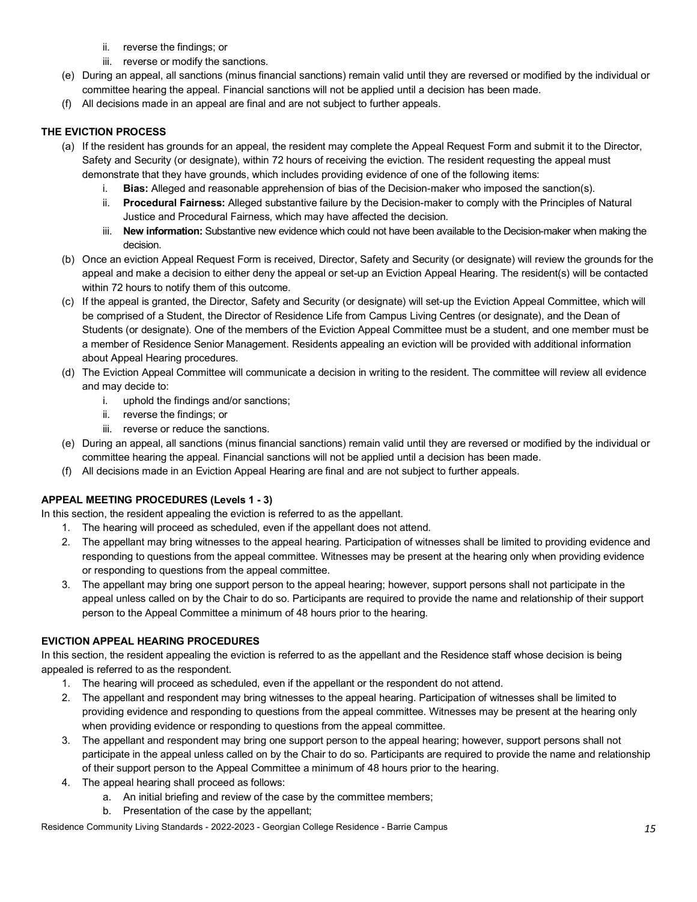ii. reverse the findings; or
   iii. reverse or modify the sanctions.

(e) During an appeal, all sanctions (minus financial sanctions) remain valid until they are reversed or modified by the individual or committee hearing the appeal. Financial sanctions will not be applied until a decision has been made.

(f) All decisions made in an appeal are final and are not subject to further appeals.

**THE EVICTION PROCESS**

(a) If the resident has grounds for an appeal, the resident may complete the Appeal Request Form and submit it to the Director, Safety and Security (or designate), within 72 hours of receiving the eviction. The resident requesting the appeal must demonstrate that they have grounds, which includes providing evidence of one of the following items:
   i. **Bias:** Alleged and reasonable apprehension of bias of the Decision-maker who imposed the sanction(s).
   ii. **Procedural Fairness:** Alleged substantive failure by the Decision-maker to comply with the Principles of Natural Justice and Procedural Fairness, which may have affected the decision.
   iii. **New information:** Substantive new evidence which could not have been available to the Decision-maker when making the decision.

(b) Once an eviction Appeal Request Form is received, Director, Safety and Security (or designate) will review the grounds for the appeal and make a decision to either deny the appeal or set-up an Eviction Appeal Hearing. The resident(s) will be contacted within 72 hours to notify them of this outcome.

(c) If the appeal is granted, the Director, Safety and Security (or designate) will set-up the Eviction Appeal Committee, which will be comprised of a Student, the Director of Residence Life from Campus Living Centres (or designate), and the Dean of Students (or designate). One of the members of the Eviction Appeal Committee must be a student, and one member must be a member of Residence Senior Management. Residents appealing an eviction will be provided with additional information about Appeal Hearing procedures.

(d) The Eviction Appeal Committee will communicate a decision in writing to the resident. The committee will review all evidence and may decide to:
   i. uphold the findings and/or sanctions;
   ii. reverse the findings; or
   iii. reverse or reduce the sanctions.

(e) During an appeal, all sanctions (minus financial sanctions) remain valid until they are reversed or modified by the individual or committee hearing the appeal. Financial sanctions will not be applied until a decision has been made.

(f) All decisions made in an Eviction Appeal Hearing are final and are not subject to further appeals.

**APPEAL MEETING PROCEDURES (Levels 1 - 3)**

In this section, the resident appealing the eviction is referred to as the appellant.

1. The hearing will proceed as scheduled, even if the appellant does not attend.
2. The appellant may bring witnesses to the appeal hearing. Participation of witnesses shall be limited to providing evidence and responding to questions from the appeal committee. Witnesses may be present at the hearing only when providing evidence or responding to questions from the appeal committee.
3. The appellant may bring one support person to the appeal hearing; however, support persons shall not participate in the appeal unless called on by the Chair to do so. Participants are required to provide the name and relationship of their support person to the Appeal Committee a minimum of 48 hours prior to the hearing.

**EVICTION APPEAL HEARING PROCEDURES**

In this section, the resident appealing the eviction is referred to as the appellant and the Residence staff whose decision is being appealed is referred to as the respondent.

1. The hearing will proceed as scheduled, even if the appellant or the respondent do not attend.
2. The appellant and respondent may bring witnesses to the appeal hearing. Participation of witnesses shall be limited to providing evidence and responding to questions from the appeal committee. Witnesses may be present at the hearing only when providing evidence or responding to questions from the appeal committee.
3. The appellant and respondent may bring one support person to the appeal hearing; however, support persons shall not participate in the appeal unless called on by the Chair to do so. Participants are required to provide the name and relationship of their support person to the Appeal Committee a minimum of 48 hours prior to the hearing.
4. The appeal hearing shall proceed as follows:
   a. An initial briefing and review of the case by the committee members;
   b. Presentation of the case by the appellant;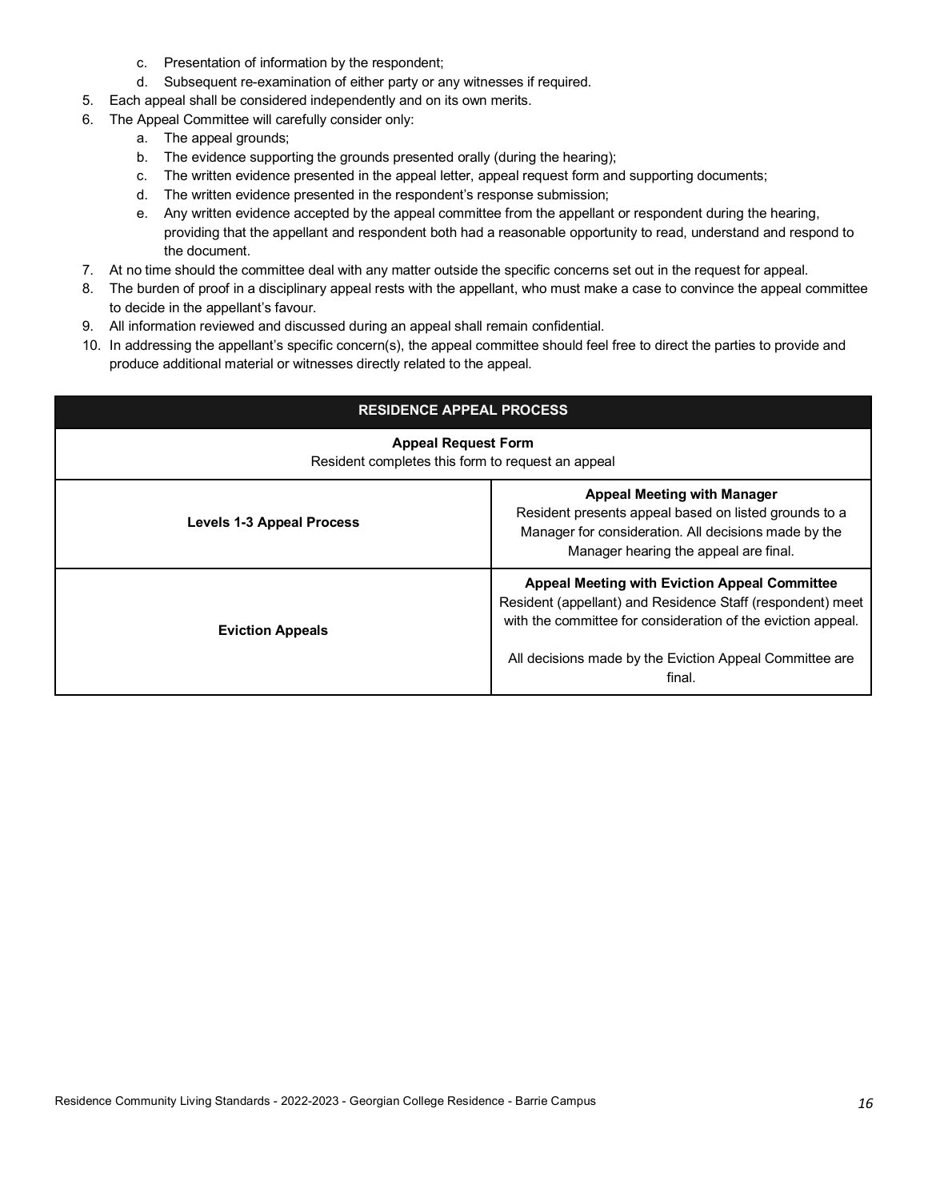c. Presentation of information by the respondent;
   d. Subsequent re-examination of either party or any witnesses if required.
5. Each appeal shall be considered independently and on its own merits.
6. The Appeal Committee will carefully consider only:
   a. The appeal grounds;
   b. The evidence supporting the grounds presented orally (during the hearing);
   c. The written evidence presented in the appeal letter, appeal request form and supporting documents;
   d. The written evidence presented in the respondent's response submission;
   e. Any written evidence accepted by the appeal committee from the appellant or respondent during the hearing, providing that the appellant and respondent both had a reasonable opportunity to read, understand and respond to the document.
7. At no time should the committee deal with any matter outside the specific concerns set out in the request for appeal.
8. The burden of proof in a disciplinary appeal rests with the appellant, who must make a case to convince the appeal committee to decide in the appellant's favour.
9. All information reviewed and discussed during an appeal shall remain confidential.
10. In addressing the appellant's specific concern(s), the appeal committee should feel free to direct the parties to provide and produce additional material or witnesses directly related to the appeal.

| **RESIDENCE APPEAL PROCESS** | |
|---|---|
| **Appeal Request Form**<br>Resident completes this form to request an appeal | |
| **Levels 1-3 Appeal Process** | **Appeal Meeting with Manager**<br>Resident presents appeal based on listed grounds to a Manager for consideration. All decisions made by the Manager hearing the appeal are final. |
| **Eviction Appeals** | **Appeal Meeting with Eviction Appeal Committee**<br>Resident (appellant) and Residence Staff (respondent) meet with the committee for consideration of the eviction appeal.<br><br>All decisions made by the Eviction Appeal Committee are final. |